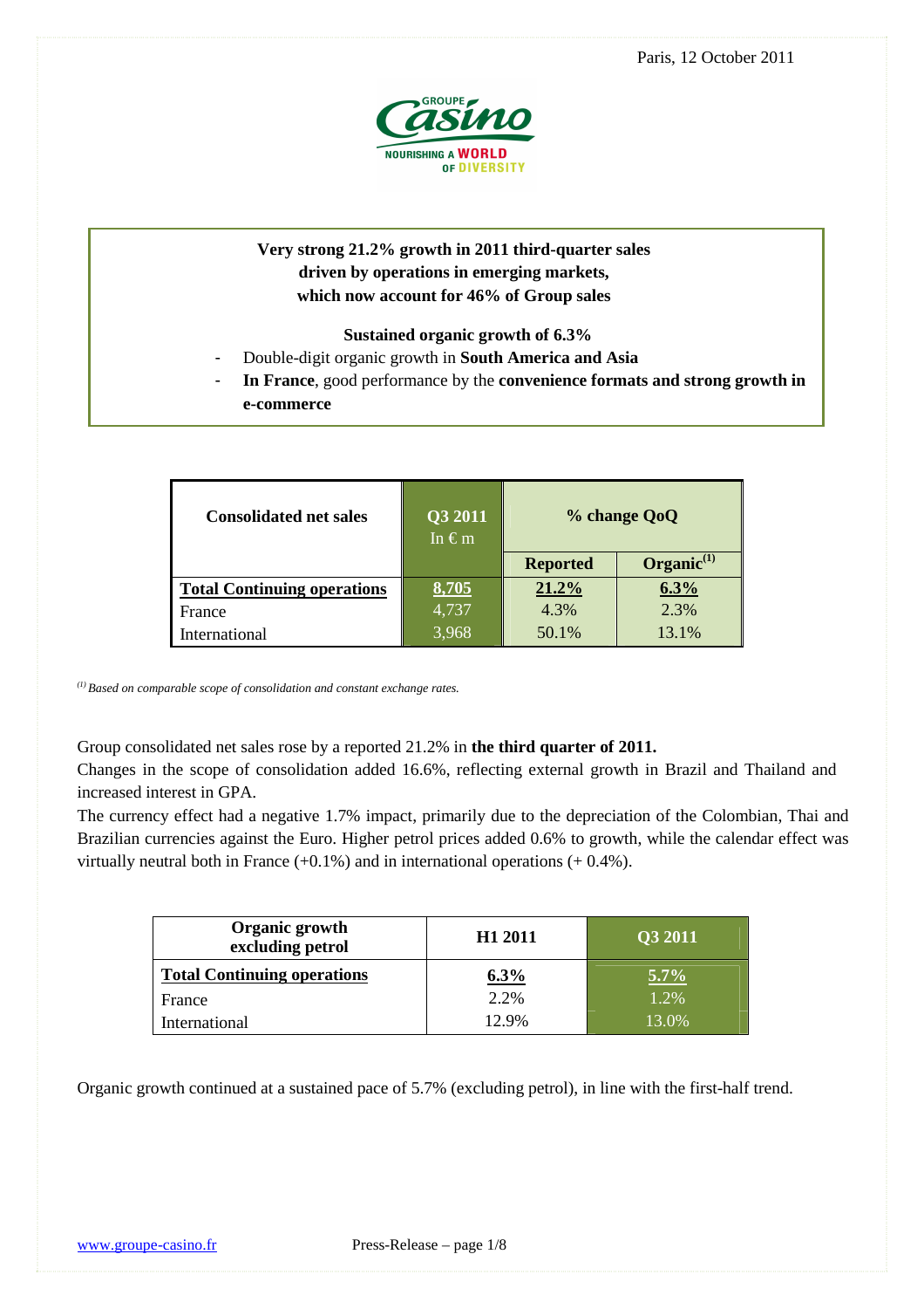Paris, 12 October 2011

**Very strong 21.2% growth in 2011 third-quarter sales driven by operations in emerging markets, which now account for 46% of Group sales**

**Sustained organic growth of 6.3%**

- Double-digit organic growth in **South America and Asia**
- **In France**, good performance by the **convenience formats and strong growth in e-commerce**

| Consolidated net sales | Q3 2011 In € m | % change QoQ | |
|---|---|---|---|
| | | Reported | Organic[1] |
| **Total Continuing operations** | **8,705** | **21.2%** | **6.3%** |
| France | 4,737 | 4.3% | 2.3% |
| International | 3,968 | 50.1% | 13.1% |

*[1] Based on comparable scope of consolidation and constant exchange rates.*

Group consolidated net sales rose by a reported 21.2% in **the third quarter of 2011.**

Changes in the scope of consolidation added 16.6%, reflecting external growth in Brazil and Thailand and increased interest in GPA.

The currency effect had a negative 1.7% impact, primarily due to the depreciation of the Colombian, Thai and Brazilian currencies against the Euro. Higher petrol prices added 0.6% to growth, while the calendar effect was virtually neutral both in France (+0.1%) and in international operations (+ 0.4%).

| Organic growth excluding petrol | H1 2011 | Q3 2011 |
|---|---|---|
| **Total Continuing operations** | **6.3%** | **5.7%** |
| France | 2.2% | 1.2% |
| International | 12.9% | 13.0% |

Organic growth continued at a sustained pace of 5.7% (excluding petrol), in line with the first-half trend.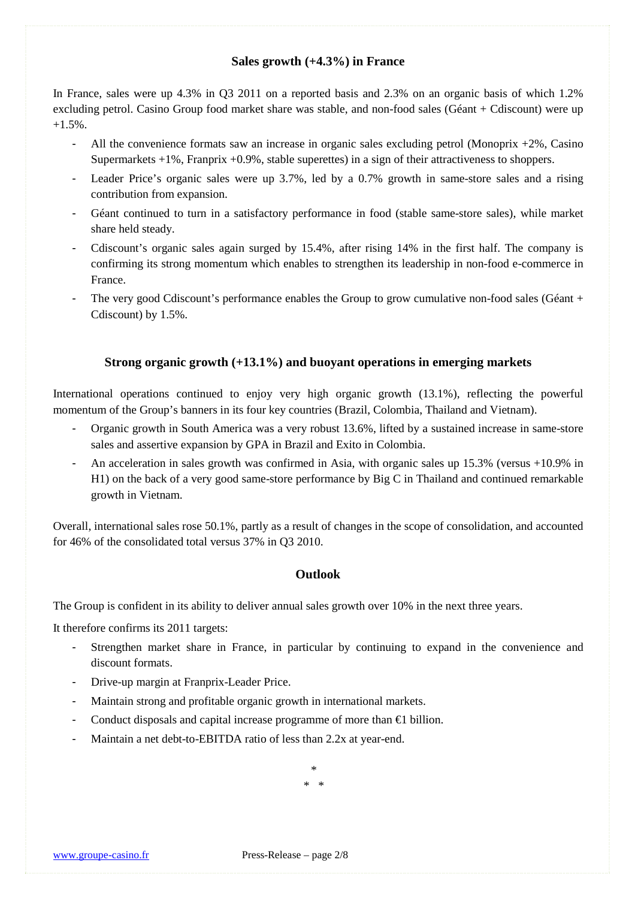## Sales growth (+4.3%) in France

In France, sales were up 4.3% in Q3 2011 on a reported basis and 2.3% on an organic basis of which 1.2% excluding petrol. Casino Group food market share was stable, and non-food sales (Géant + Cdiscount) were up +1.5%.

- All the convenience formats saw an increase in organic sales excluding petrol (Monoprix +2%, Casino Supermarkets +1%, Franprix +0.9%, stable superettes) in a sign of their attractiveness to shoppers.
- Leader Price's organic sales were up 3.7%, led by a 0.7% growth in same-store sales and a rising contribution from expansion.
- Géant continued to turn in a satisfactory performance in food (stable same-store sales), while market share held steady.
- Cdiscount's organic sales again surged by 15.4%, after rising 14% in the first half. The company is confirming its strong momentum which enables to strengthen its leadership in non-food e-commerce in France.
- The very good Cdiscount's performance enables the Group to grow cumulative non-food sales (Géant + Cdiscount) by 1.5%.

## Strong organic growth (+13.1%) and buoyant operations in emerging markets

International operations continued to enjoy very high organic growth (13.1%), reflecting the powerful momentum of the Group's banners in its four key countries (Brazil, Colombia, Thailand and Vietnam).

- Organic growth in South America was a very robust 13.6%, lifted by a sustained increase in same-store sales and assertive expansion by GPA in Brazil and Exito in Colombia.
- An acceleration in sales growth was confirmed in Asia, with organic sales up 15.3% (versus +10.9% in H1) on the back of a very good same-store performance by Big C in Thailand and continued remarkable growth in Vietnam.

Overall, international sales rose 50.1%, partly as a result of changes in the scope of consolidation, and accounted for 46% of the consolidated total versus 37% in Q3 2010.

## Outlook

The Group is confident in its ability to deliver annual sales growth over 10% in the next three years.

It therefore confirms its 2011 targets:

- Strengthen market share in France, in particular by continuing to expand in the convenience and discount formats.
- Drive-up margin at Franprix-Leader Price.
- Maintain strong and profitable organic growth in international markets.
- Conduct disposals and capital increase programme of more than €1 billion.
- Maintain a net debt-to-EBITDA ratio of less than 2.2x at year-end.

*

\* *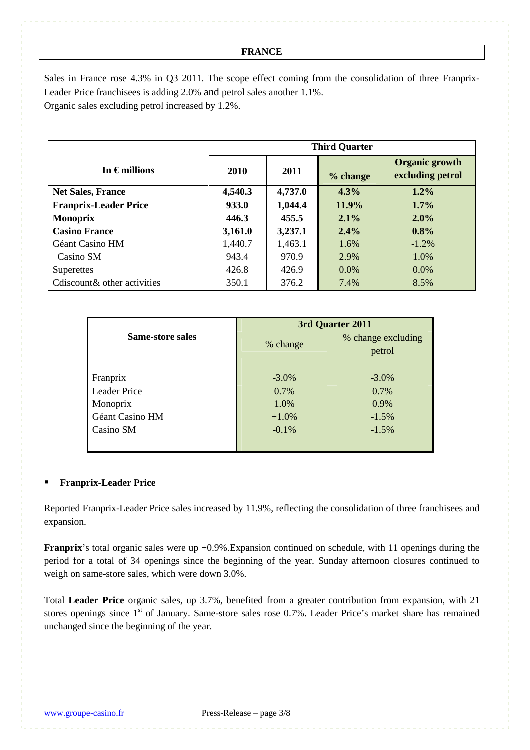## FRANCE

Sales in France rose 4.3% in Q3 2011. The scope effect coming from the consolidation of three Franprix-Leader Price franchisees is adding 2.0% and petrol sales another 1.1%.
Organic sales excluding petrol increased by 1.2%.

| In € millions | Third Quarter | | | |
|---|---|---|---|---|
| | **2010** | **2011** | **% change** | **Organic growth excluding petrol** |
| **Net Sales, France** | **4,540.3** | **4,737.0** | **4.3%** | **1.2%** |
| **Franprix-Leader Price** | **933.0** | **1,044.4** | **11.9%** | **1.7%** |
| **Monoprix** | **446.3** | **455.5** | **2.1%** | **2.0%** |
| **Casino France** | **3,161.0** | **3,237.1** | **2.4%** | **0.8%** |
| Géant Casino HM | 1,440.7 | 1,463.1 | 1.6% | -1.2% |
| Casino SM | 943.4 | 970.9 | 2.9% | 1.0% |
| Superettes | 426.8 | 426.9 | 0.0% | 0.0% |
| Cdiscount& other activities | 350.1 | 376.2 | 7.4% | 8.5% |

| Same-store sales | 3rd Quarter 2011 | |
|---|---|---|
| | % change | % change excluding petrol |
| Franprix | -3.0% | -3.0% |
| Leader Price | 0.7% | 0.7% |
| Monoprix | 1.0% | 0.9% |
| Géant Casino HM | +1.0% | -1.5% |
| Casino SM | -0.1% | -1.5% |

- **Franprix-Leader Price**

Reported Franprix-Leader Price sales increased by 11.9%, reflecting the consolidation of three franchisees and expansion.

**Franprix**'s total organic sales were up +0.9%.Expansion continued on schedule, with 11 openings during the period for a total of 34 openings since the beginning of the year. Sunday afternoon closures continued to weigh on same-store sales, which were down 3.0%.

Total **Leader Price** organic sales, up 3.7%, benefited from a greater contribution from expansion, with 21 stores openings since 1st of January. Same-store sales rose 0.7%. Leader Price's market share has remained unchanged since the beginning of the year.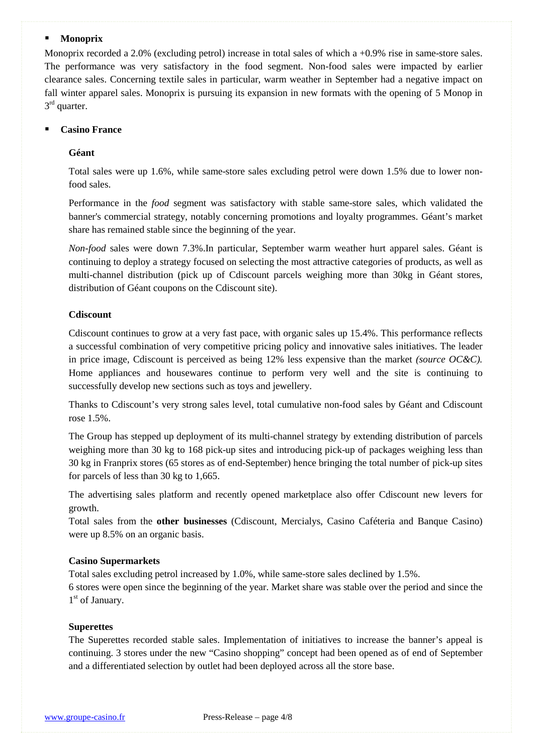- **Monoprix**

Monoprix recorded a 2.0% (excluding petrol) increase in total sales of which a +0.9% rise in same-store sales. The performance was very satisfactory in the food segment. Non-food sales were impacted by earlier clearance sales. Concerning textile sales in particular, warm weather in September had a negative impact on fall winter apparel sales. Monoprix is pursuing its expansion in new formats with the opening of 5 Monop in 3rd quarter.

- **Casino France**

**Géant**

Total sales were up 1.6%, while same-store sales excluding petrol were down 1.5% due to lower non-food sales.

Performance in the *food* segment was satisfactory with stable same-store sales, which validated the banner's commercial strategy, notably concerning promotions and loyalty programmes. Géant's market share has remained stable since the beginning of the year.

*Non-food* sales were down 7.3%.In particular, September warm weather hurt apparel sales. Géant is continuing to deploy a strategy focused on selecting the most attractive categories of products, as well as multi-channel distribution (pick up of Cdiscount parcels weighing more than 30kg in Géant stores, distribution of Géant coupons on the Cdiscount site).

**Cdiscount**

Cdiscount continues to grow at a very fast pace, with organic sales up 15.4%. This performance reflects a successful combination of very competitive pricing policy and innovative sales initiatives. The leader in price image, Cdiscount is perceived as being 12% less expensive than the market *(source OC&C).* Home appliances and housewares continue to perform very well and the site is continuing to successfully develop new sections such as toys and jewellery.

Thanks to Cdiscount's very strong sales level, total cumulative non-food sales by Géant and Cdiscount rose 1.5%.

The Group has stepped up deployment of its multi-channel strategy by extending distribution of parcels weighing more than 30 kg to 168 pick-up sites and introducing pick-up of packages weighing less than 30 kg in Franprix stores (65 stores as of end-September) hence bringing the total number of pick-up sites for parcels of less than 30 kg to 1,665.

The advertising sales platform and recently opened marketplace also offer Cdiscount new levers for growth.

Total sales from the **other businesses** (Cdiscount, Mercialys, Casino Caféteria and Banque Casino) were up 8.5% on an organic basis.

**Casino Supermarkets**

Total sales excluding petrol increased by 1.0%, while same-store sales declined by 1.5%.
6 stores were open since the beginning of the year. Market share was stable over the period and since the 1st of January.

**Superettes**

The Superettes recorded stable sales. Implementation of initiatives to increase the banner's appeal is continuing. 3 stores under the new "Casino shopping" concept had been opened as of end of September and a differentiated selection by outlet had been deployed across all the store base.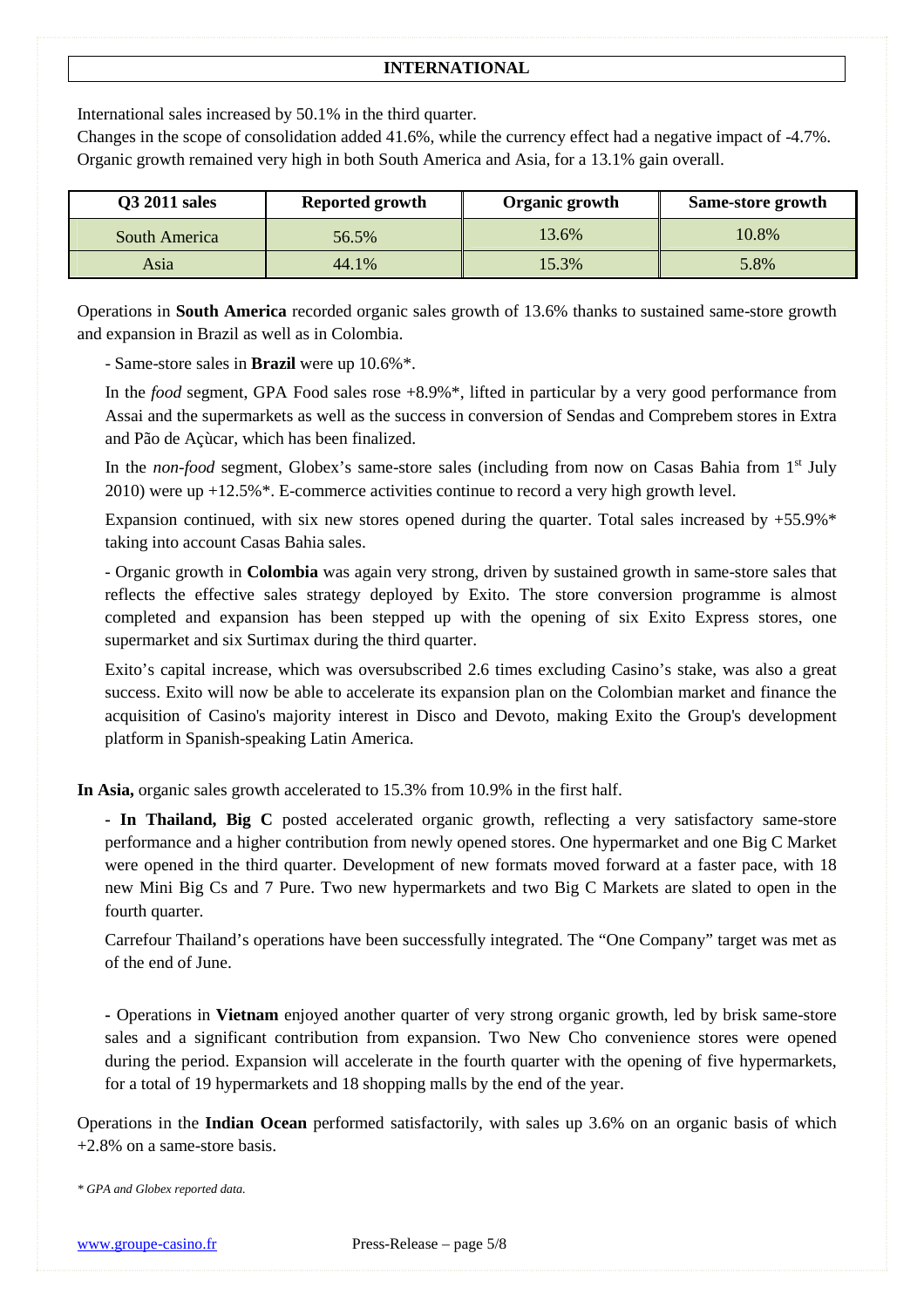## INTERNATIONAL

International sales increased by 50.1% in the third quarter.

Changes in the scope of consolidation added 41.6%, while the currency effect had a negative impact of -4.7%. Organic growth remained very high in both South America and Asia, for a 13.1% gain overall.

| Q3 2011 sales | Reported growth | Organic growth | Same-store growth |
|---|---|---|---|
| South America | 56.5% | 13.6% | 10.8% |
| Asia | 44.1% | 15.3% | 5.8% |

Operations in **South America** recorded organic sales growth of 13.6% thanks to sustained same-store growth and expansion in Brazil as well as in Colombia.

- Same-store sales in **Brazil** were up 10.6%*.

  In the *food* segment, GPA Food sales rose +8.9%*, lifted in particular by a very good performance from Assai and the supermarkets as well as the success in conversion of Sendas and Comprebem stores in Extra and Pão de Açùcar, which has been finalized.

  In the *non-food* segment, Globex's same-store sales (including from now on Casas Bahia from 1st July 2010) were up +12.5%*. E-commerce activities continue to record a very high growth level.

  Expansion continued, with six new stores opened during the quarter. Total sales increased by +55.9%* taking into account Casas Bahia sales.

- Organic growth in **Colombia** was again very strong, driven by sustained growth in same-store sales that reflects the effective sales strategy deployed by Exito. The store conversion programme is almost completed and expansion has been stepped up with the opening of six Exito Express stores, one supermarket and six Surtimax during the third quarter.

  Exito's capital increase, which was oversubscribed 2.6 times excluding Casino's stake, was also a great success. Exito will now be able to accelerate its expansion plan on the Colombian market and finance the acquisition of Casino's majority interest in Disco and Devoto, making Exito the Group's development platform in Spanish-speaking Latin America.

**In Asia,** organic sales growth accelerated to 15.3% from 10.9% in the first half.

- **In Thailand, Big C** posted accelerated organic growth, reflecting a very satisfactory same-store performance and a higher contribution from newly opened stores. One hypermarket and one Big C Market were opened in the third quarter. Development of new formats moved forward at a faster pace, with 18 new Mini Big Cs and 7 Pure. Two new hypermarkets and two Big C Markets are slated to open in the fourth quarter.

  Carrefour Thailand's operations have been successfully integrated. The "One Company" target was met as of the end of June.

- Operations in **Vietnam** enjoyed another quarter of very strong organic growth, led by brisk same-store sales and a significant contribution from expansion. Two New Cho convenience stores were opened during the period. Expansion will accelerate in the fourth quarter with the opening of five hypermarkets, for a total of 19 hypermarkets and 18 shopping malls by the end of the year.

Operations in the **Indian Ocean** performed satisfactorily, with sales up 3.6% on an organic basis of which +2.8% on a same-store basis.

*\* GPA and Globex reported data.*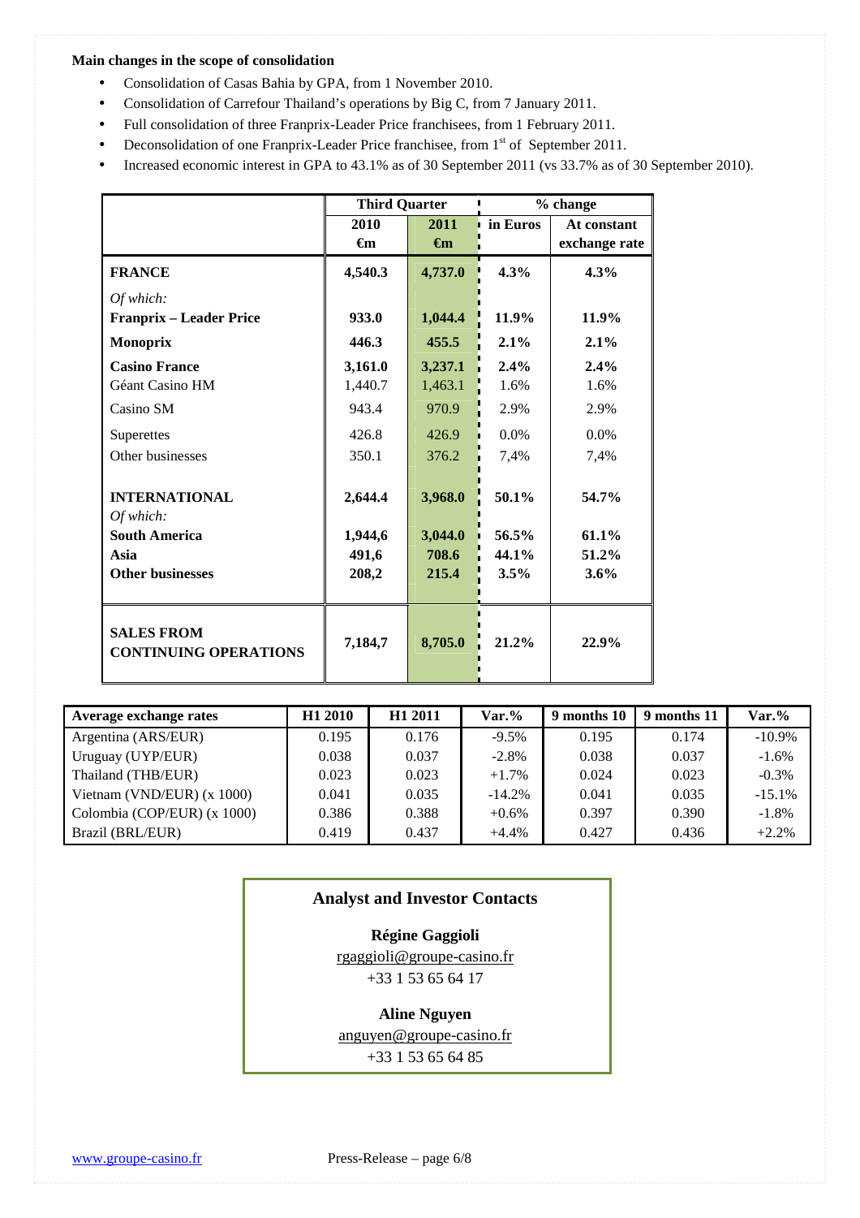**Main changes in the scope of consolidation**

- Consolidation of Casas Bahia by GPA, from 1 November 2010.
- Consolidation of Carrefour Thailand's operations by Big C, from 7 January 2011.
- Full consolidation of three Franprix-Leader Price franchisees, from 1 February 2011.
- Deconsolidation of one Franprix-Leader Price franchisee, from 1st of September 2011.
- Increased economic interest in GPA to 43.1% as of 30 September 2011 (vs 33.7% as of 30 September 2010).

| | Third Quarter | | % change | |
|---|---|---|---|---|
| | **2010 €m** | **2011 €m** | **in Euros** | **At constant exchange rate** |
| **FRANCE** | **4,540.3** | **4,737.0** | **4.3%** | **4.3%** |
| *Of which:* | | | | |
| **Franprix – Leader Price** | **933.0** | **1,044.4** | **11.9%** | **11.9%** |
| **Monoprix** | **446.3** | **455.5** | **2.1%** | **2.1%** |
| **Casino France** | **3,161.0** | **3,237.1** | **2.4%** | **2.4%** |
| Géant Casino HM | 1,440.7 | 1,463.1 | 1.6% | 1.6% |
| Casino SM | 943.4 | 970.9 | 2.9% | 2.9% |
| Superettes | 426.8 | 426.9 | 0.0% | 0.0% |
| Other businesses | 350.1 | 376.2 | 7,4% | 7,4% |
| **INTERNATIONAL** | **2,644.4** | **3,968.0** | **50.1%** | **54.7%** |
| *Of which:* | | | | |
| **South America** | **1,944,6** | **3,044.0** | **56.5%** | **61.1%** |
| **Asia** | **491,6** | **708.6** | **44.1%** | **51.2%** |
| **Other businesses** | **208,2** | **215.4** | **3.5%** | **3.6%** |
| **SALES FROM CONTINUING OPERATIONS** | **7,184,7** | **8,705.0** | **21.2%** | **22.9%** |

| Average exchange rates | H1 2010 | H1 2011 | Var.% | 9 months 10 | 9 months 11 | Var.% |
|---|---|---|---|---|---|---|
| Argentina (ARS/EUR) | 0.195 | 0.176 | -9.5% | 0.195 | 0.174 | -10.9% |
| Uruguay (UYP/EUR) | 0.038 | 0.037 | -2.8% | 0.038 | 0.037 | -1.6% |
| Thailand (THB/EUR) | 0.023 | 0.023 | +1.7% | 0.024 | 0.023 | -0.3% |
| Vietnam (VND/EUR) (x 1000) | 0.041 | 0.035 | -14.2% | 0.041 | 0.035 | -15.1% |
| Colombia (COP/EUR) (x 1000) | 0.386 | 0.388 | +0.6% | 0.397 | 0.390 | -1.8% |
| Brazil (BRL/EUR) | 0.419 | 0.437 | +4.4% | 0.427 | 0.436 | +2.2% |

**Analyst and Investor Contacts**

**Régine Gaggioli**
rgaggioli@groupe-casino.fr
+33 1 53 65 64 17

**Aline Nguyen**
anguyen@groupe-casino.fr
+33 1 53 65 64 85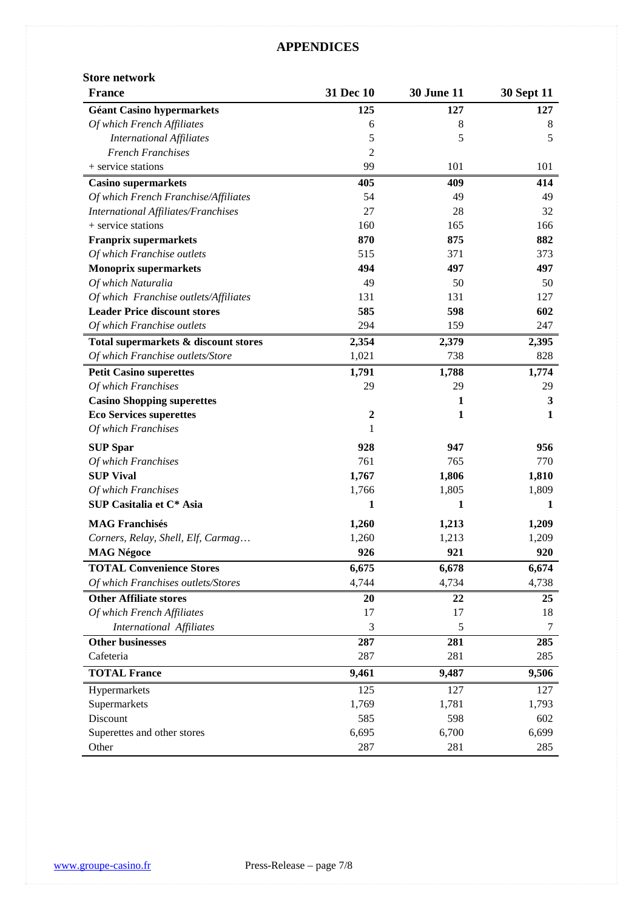# APPENDICES

**Store network**

| **France** | **31 Dec 10** | **30 June 11** | **30 Sept 11** |
|---|---|---|---|
| **Géant Casino hypermarkets** | **125** | **127** | **127** |
| *Of which French Affiliates* | 6 | 8 | 8 |
| *International Affiliates* | 5 | 5 | 5 |
| *French Franchises* | 2 | | |
| + service stations | 99 | 101 | 101 |
| **Casino supermarkets** | **405** | **409** | **414** |
| *Of which French Franchise/Affiliates* | 54 | 49 | 49 |
| *International Affiliates/Franchises* | 27 | 28 | 32 |
| + service stations | 160 | 165 | 166 |
| **Franprix supermarkets** | **870** | **875** | **882** |
| *Of which Franchise outlets* | 515 | 371 | 373 |
| **Monoprix supermarkets** | **494** | **497** | **497** |
| *Of which Naturalia* | 49 | 50 | 50 |
| *Of which Franchise outlets/Affiliates* | 131 | 131 | 127 |
| **Leader Price discount stores** | **585** | **598** | **602** |
| *Of which Franchise outlets* | 294 | 159 | 247 |
| **Total supermarkets & discount stores** | **2,354** | **2,379** | **2,395** |
| *Of which Franchise outlets/Store* | 1,021 | 738 | 828 |
| **Petit Casino superettes** | **1,791** | **1,788** | **1,774** |
| *Of which Franchises* | 29 | 29 | 29 |
| **Casino Shopping superettes** | | **1** | **3** |
| **Eco Services superettes** | **2** | **1** | **1** |
| *Of which Franchises* | 1 | | |
| **SUP Spar** | **928** | **947** | **956** |
| *Of which Franchises* | 761 | 765 | 770 |
| **SUP Vival** | **1,767** | **1,806** | **1,810** |
| *Of which Franchises* | 1,766 | 1,805 | 1,809 |
| **SUP Casitalia et C* Asia** | **1** | **1** | **1** |
| **MAG Franchisés** | **1,260** | **1,213** | **1,209** |
| *Corners, Relay, Shell, Elf, Carmag…* | 1,260 | 1,213 | 1,209 |
| **MAG Négoce** | **926** | **921** | **920** |
| **TOTAL Convenience Stores** | **6,675** | **6,678** | **6,674** |
| *Of which Franchises outlets/Stores* | 4,744 | 4,734 | 4,738 |
| **Other Affiliate stores** | **20** | **22** | **25** |
| *Of which French Affiliates* | 17 | 17 | 18 |
| *International Affiliates* | 3 | 5 | 7 |
| **Other businesses** | **287** | **281** | **285** |
| Cafeteria | 287 | 281 | 285 |
| **TOTAL France** | **9,461** | **9,487** | **9,506** |
| Hypermarkets | 125 | 127 | 127 |
| Supermarkets | 1,769 | 1,781 | 1,793 |
| Discount | 585 | 598 | 602 |
| Superettes and other stores | 6,695 | 6,700 | 6,699 |
| Other | 287 | 281 | 285 |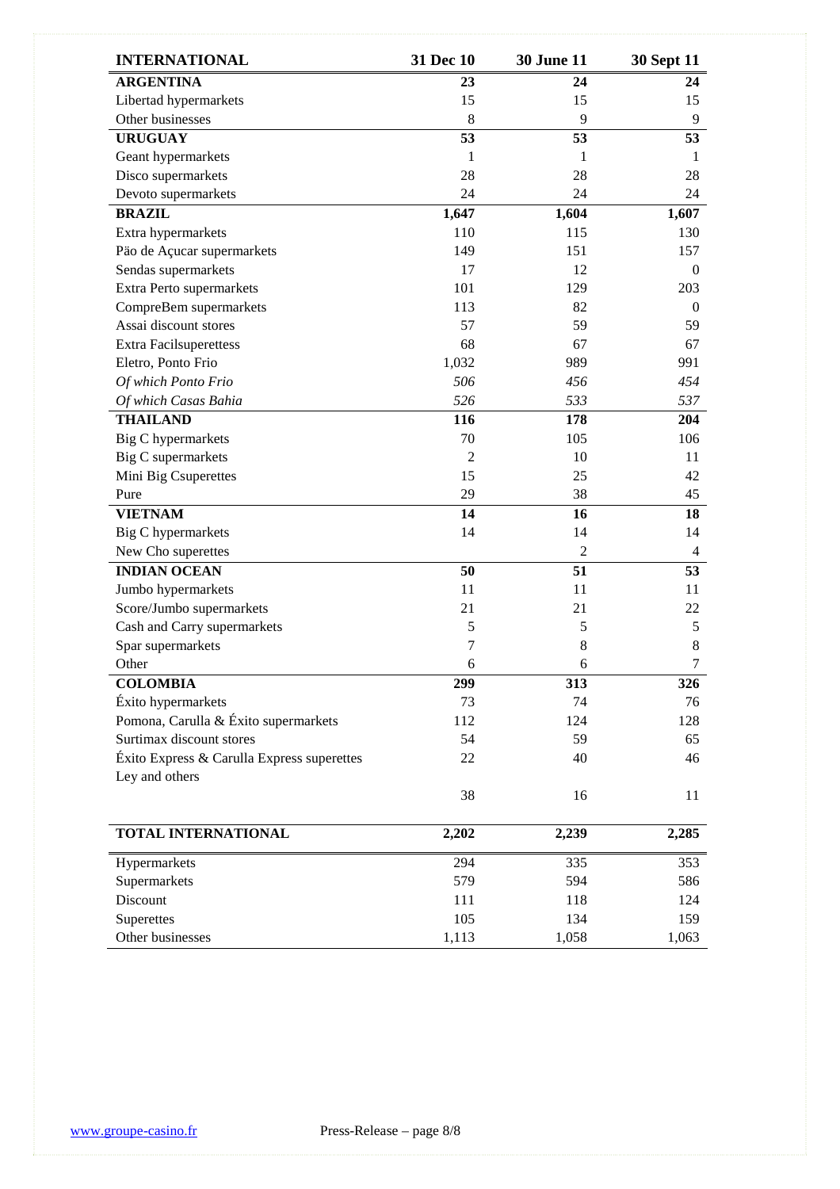| INTERNATIONAL | 31 Dec 10 | 30 June 11 | 30 Sept 11 |
|---|---|---|---|
| **ARGENTINA** | **23** | **24** | **24** |
| Libertad hypermarkets | 15 | 15 | 15 |
| Other businesses | 8 | 9 | 9 |
| **URUGUAY** | **53** | **53** | **53** |
| Geant hypermarkets | 1 | 1 | 1 |
| Disco supermarkets | 28 | 28 | 28 |
| Devoto supermarkets | 24 | 24 | 24 |
| **BRAZIL** | **1,647** | **1,604** | **1,607** |
| Extra hypermarkets | 110 | 115 | 130 |
| Päo de Açucar supermarkets | 149 | 151 | 157 |
| Sendas supermarkets | 17 | 12 | 0 |
| Extra Perto supermarkets | 101 | 129 | 203 |
| CompreBem supermarkets | 113 | 82 | 0 |
| Assai discount stores | 57 | 59 | 59 |
| Extra Facilsuperettess | 68 | 67 | 67 |
| Eletro, Ponto Frio | 1,032 | 989 | 991 |
| *Of which Ponto Frio* | *506* | *456* | *454* |
| *Of which Casas Bahia* | *526* | *533* | *537* |
| **THAILAND** | **116** | **178** | **204** |
| Big C hypermarkets | 70 | 105 | 106 |
| Big C supermarkets | 2 | 10 | 11 |
| Mini Big Csuperettes | 15 | 25 | 42 |
| Pure | 29 | 38 | 45 |
| **VIETNAM** | **14** | **16** | **18** |
| Big C hypermarkets | 14 | 14 | 14 |
| New Cho superettes | | 2 | 4 |
| **INDIAN OCEAN** | **50** | **51** | **53** |
| Jumbo hypermarkets | 11 | 11 | 11 |
| Score/Jumbo supermarkets | 21 | 21 | 22 |
| Cash and Carry supermarkets | 5 | 5 | 5 |
| Spar supermarkets | 7 | 8 | 8 |
| Other | 6 | 6 | 7 |
| **COLOMBIA** | **299** | **313** | **326** |
| Éxito hypermarkets | 73 | 74 | 76 |
| Pomona, Carulla & Éxito supermarkets | 112 | 124 | 128 |
| Surtimax discount stores | 54 | 59 | 65 |
| Éxito Express & Carulla Express superettes | 22 | 40 | 46 |
| Ley and others | 38 | 16 | 11 |
| **TOTAL INTERNATIONAL** | **2,202** | **2,239** | **2,285** |
| Hypermarkets | 294 | 335 | 353 |
| Supermarkets | 579 | 594 | 586 |
| Discount | 111 | 118 | 124 |
| Superettes | 105 | 134 | 159 |
| Other businesses | 1,113 | 1,058 | 1,063 |